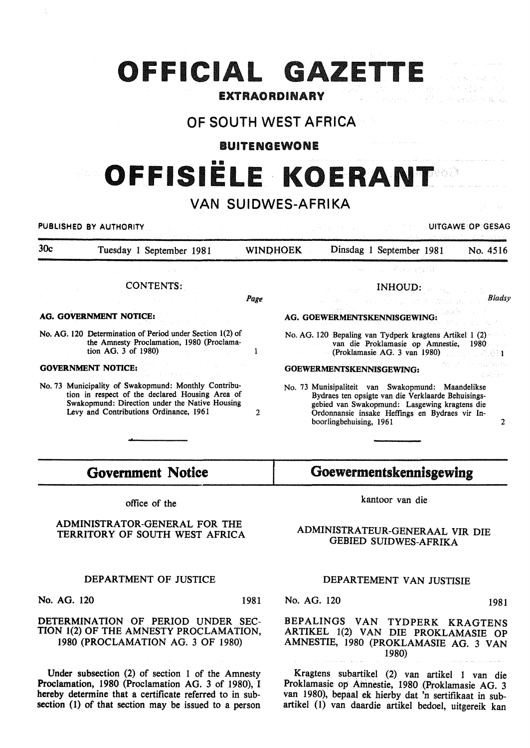# OFFICIAL GAZETTE

**EXTRAORDINARY**

## OF SOUTH WEST AFRICA

**BUITENGEWONE**

# OFFISIËLE KOERANT

## VAN SUIDWES-AFRIKA

PUBLISHED BY AUTHORITY — UITGAWE OP GESAG

30c — Tuesday 1 September 1981 — WINDHOEK — Dinsdag 1 September 1981 — No. 4516

### CONTENTS:

| | Page |
|---|---|
| **AG. GOVERNMENT NOTICE:** | |
| No. AG. 120 Determination of Period under Section 1(2) of the Amnesty Proclamation, 1980 (Proclamation AG. 3 of 1980) | 1 |
| **GOVERNMENT NOTICE:** | |
| No. 73 Municipality of Swakopmund: Monthly Contribution in respect of the declared Housing Area of Swakopmund: Direction under the Native Housing Levy and Contributions Ordinance, 1961 | 2 |

### INHOUD:

| | Bladsy |
|---|---|
| **AG. GOEWERMENTSKENNISGEWING:** | |
| No. AG. 120 Bepaling van Tydperk kragtens Artikel 1 (2) van die Proklamasie op Amnestie, 1980 (Proklamasie AG. 3 van 1980) | 1 |
| **GOEWERMENTSKENNISGEWING:** | |
| No. 73 Munisipaliteit van Swakopmund: Maandelikse Bydraes ten opsigte van die Verklaarde Behuisingsgebied van Swakopmund: Lasgewing kragtens die Ordonnansie insake Heffings en Bydraes vir Inboorlingbehuising, 1961 | 2 |

## Government Notice

office of the

ADMINISTRATOR-GENERAL FOR THE TERRITORY OF SOUTH WEST AFRICA

DEPARTMENT OF JUSTICE

No. AG. 120 — 1981

DETERMINATION OF PERIOD UNDER SECTION 1(2) OF THE AMNESTY PROCLAMATION, 1980 (PROCLAMATION AG. 3 OF 1980)

Under subsection (2) of section 1 of the Amnesty Proclamation, 1980 (Proclamation AG. 3 of 1980), I hereby determine that a certificate referred to in subsection (1) of that section may be issued to a person

## Goewermentskennisgewing

kantoor van die

ADMINISTRATEUR-GENERAAL VIR DIE GEBIED SUIDWES-AFRIKA

DEPARTEMENT VAN JUSTISIE

No. AG. 120 — 1981

BEPALINGS VAN TYDPERK KRAGTENS ARTIKEL 1(2) VAN DIE PROKLAMASIE OP AMNESTIE, 1980 (PROKLAMASIE AG. 3 VAN 1980)

Kragtens subartikel (2) van artikel 1 van die Proklamasie op Amnestie, 1980 (Proklamasie AG. 3 van 1980), bepaal ek hierby dat 'n sertifikaat in subartikel (1) van daardie artikel bedoel, uitgereik kan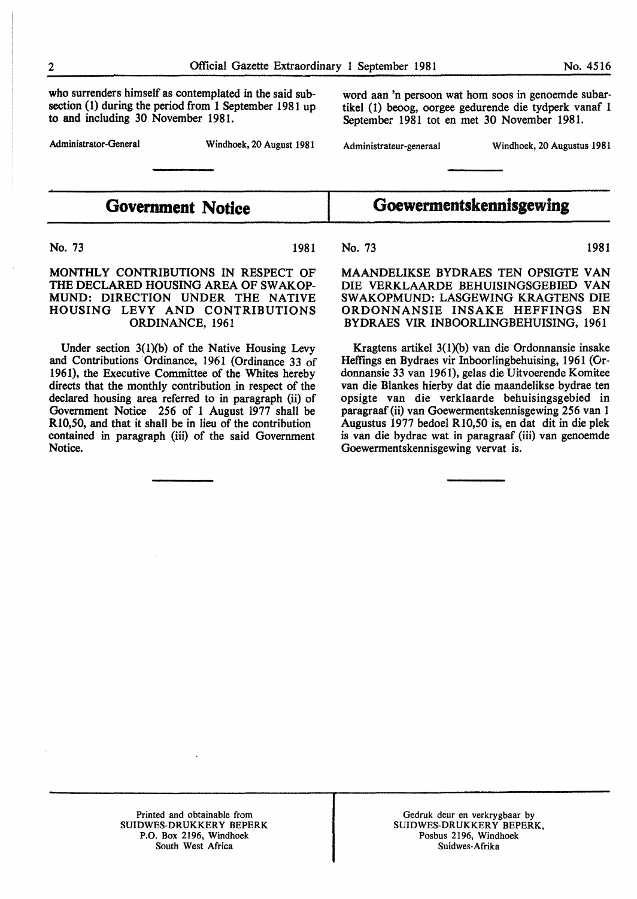who surrenders himself as contemplated in the said subsection (1) during the period from 1 September 1981 up to and including 30 November 1981.

Administrator-General Windhoek, 20 August 1981

word aan 'n persoon wat hom soos in genoemde subartikel (1) beoog, oorgee gedurende die tydperk vanaf 1 September 1981 tot en met 30 November 1981.

Administrateur-generaal Windhoek, 20 Augustus 1981

## Government Notice

No. 73 1981

### MONTHLY CONTRIBUTIONS IN RESPECT OF THE DECLARED HOUSING AREA OF SWAKOPMUND: DIRECTION UNDER THE NATIVE HOUSING LEVY AND CONTRIBUTIONS ORDINANCE, 1961

Under section 3(1)(b) of the Native Housing Levy and Contributions Ordinance, 1961 (Ordinance 33 of 1961), the Executive Committee of the Whites hereby directs that the monthly contribution in respect of the declared housing area referred to in paragraph (ii) of Government Notice 256 of 1 August 1977 shall be R10,50, and that it shall be in lieu of the contribution contained in paragraph (iii) of the said Government Notice.

## Goewermentskennisgewing

No. 73 1981

### MAANDELIKSE BYDRAES TEN OPSIGTE VAN DIE VERKLAARDE BEHUISINGSGEBIED VAN SWAKOPMUND: LASGEWING KRAGTENS DIE ORDONNANSIE INSAKE HEFFINGS EN BYDRAES VIR INBOORLINGBEHUISING, 1961

Kragtens artikel 3(1)(b) van die Ordonnansie insake Heffings en Bydraes vir Inboorlingbehuising, 1961 (Ordonnansie 33 van 1961), gelas die Uitvoerende Komitee van die Blankes hierby dat die maandelikse bydrae ten opsigte van die verklaarde behuisingsgebied in paragraaf (ii) van Goewermentskennisgewing 256 van 1 Augustus 1977 bedoel R10,50 is, en dat dit in die plek is van die bydrae wat in paragraaf (iii) van genoemde Goewermentskennisgewing vervat is.

Printed and obtainable from
SUIDWES-DRUKKERY BEPERK
P.O. Box 2196, Windhoek
South West Africa

Gedruk deur en verkrygbaar by
SUIDWES-DRUKKERY BEPERK,
Posbus 2196, Windhoek
Suidwes-Afrika